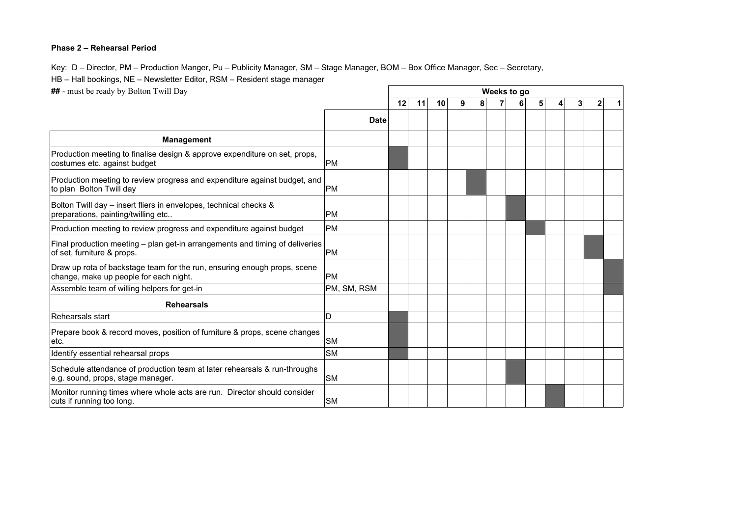**Phase 2 – Rehearsal Period**

Key: D – Director, PM – Production Manger, Pu – Publicity Manager, SM – Stage Manager, BOM – Box Office Manager, Sec – Secretary,
HB – Hall bookings, NE – Newsletter Editor, RSM – Resident stage manager
**##** - must be ready by Bolton Twill Day

| | | Weeks to go | | | | | | | | | | | |
|---|---|---|---|---|---|---|---|---|---|---|---|---|---|
| | | 12 | 11 | 10 | 9 | 8 | 7 | 6 | 5 | 4 | 3 | 2 | 1 |
| | **Date** | | | | | | | | | | | | |
| **Management** | | | | | | | | | | | | | |
| Production meeting to finalise design & approve expenditure on set, props, costumes etc. against budget | PM | ■ | | | | | | | | | | | |
| Production meeting to review progress and expenditure against budget, and to plan Bolton Twill day | PM | | | | | ■ | | | | | | | |
| Bolton Twill day – insert fliers in envelopes, technical checks & preparations, painting/twilling etc.. | PM | | | | | | | ■ | | | | | |
| Production meeting to review progress and expenditure against budget | PM | | | | | | | | ■ | | | | |
| Final production meeting – plan get-in arrangements and timing of deliveries of set, furniture & props. | PM | | | | | | | | | | | ■ | |
| Draw up rota of backstage team for the run, ensuring enough props, scene change, make up people for each night. | PM | | | | | | | | | | | | ■ |
| Assemble team of willing helpers for get-in | PM, SM, RSM | | | | | | | | | | | | ■ |
| **Rehearsals** | | | | | | | | | | | | | |
| Rehearsals start | D | ■ | | | | | | | | | | | |
| Prepare book & record moves, position of furniture & props, scene changes etc. | SM | ■ | | | | | | | | | | | |
| Identify essential rehearsal props | SM | ■ | | | | | | | | | | | |
| Schedule attendance of production team at later rehearsals & run-throughs e.g. sound, props, stage manager. | SM | | | | | | | ■ | | | | | |
| Monitor running times where whole acts are run. Director should consider cuts if running too long. | SM | | | | | | | | | ■ | | | |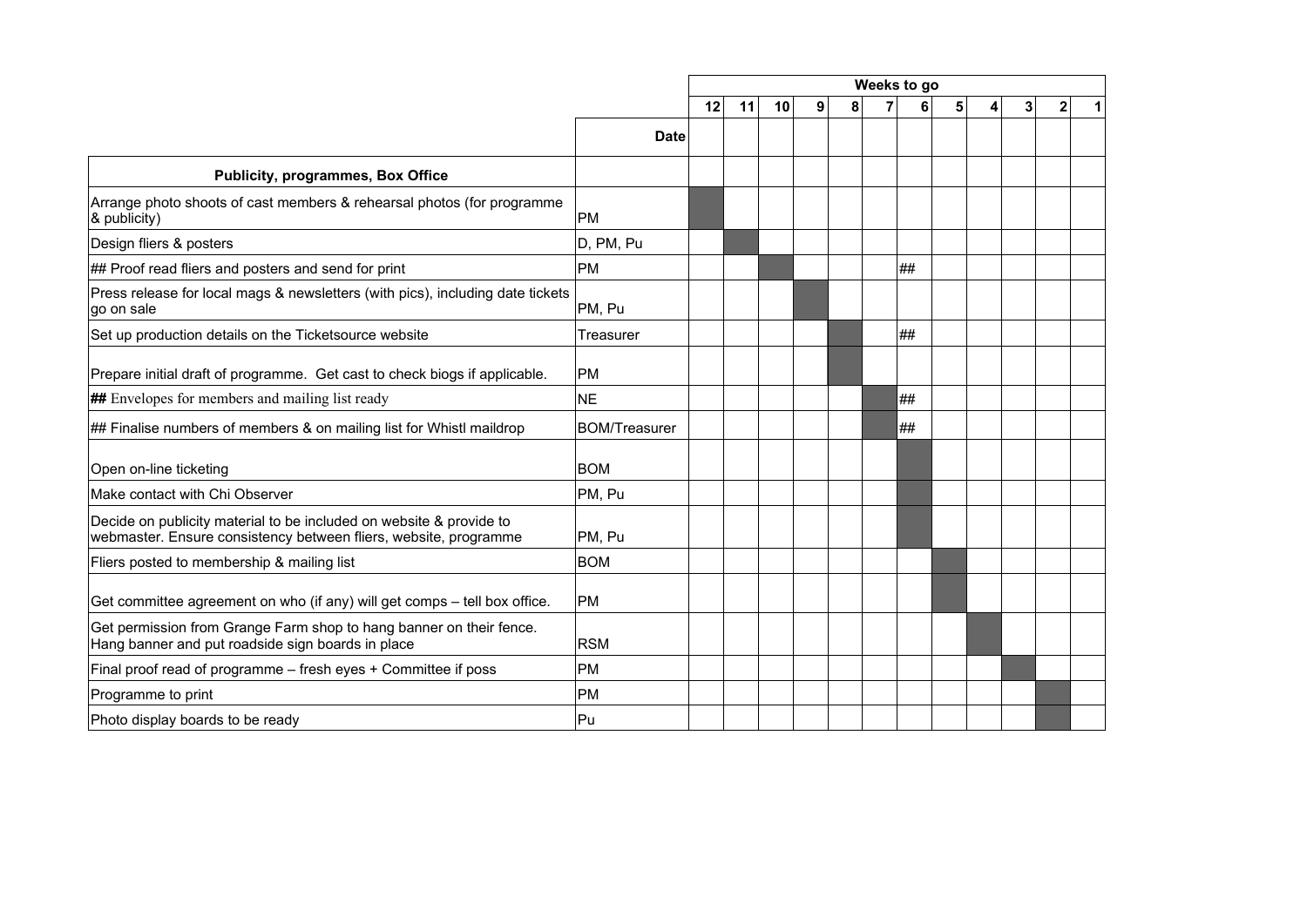| | | Weeks to go | | | | | | | | | | | |
|---|---|---|---|---|---|---|---|---|---|---|---|---|---|
| | | 12 | 11 | 10 | 9 | 8 | 7 | 6 | 5 | 4 | 3 | 2 | 1 |
| | **Date** | | | | | | | | | | | | |
| **Publicity, programmes, Box Office** | | | | | | | | | | | | | |
| Arrange photo shoots of cast members & rehearsal photos (for programme & publicity) | PM | | | | | | | | | | | | |
| Design fliers & posters | D, PM, Pu | | | | | | | | | | | | |
| ## Proof read fliers and posters and send for print | PM | | | | | | | ## | | | | | |
| Press release for local mags & newsletters (with pics), including date tickets go on sale | PM, Pu | | | | | | | | | | | | |
| Set up production details on the Ticketsource website | Treasurer | | | | | | | ## | | | | | |
| Prepare initial draft of programme. Get cast to check biogs if applicable. | PM | | | | | | | | | | | | |
| **##** Envelopes for members and mailing list ready | NE | | | | | | | ## | | | | | |
| ## Finalise numbers of members & on mailing list for Whistl maildrop | BOM/Treasurer | | | | | | | ## | | | | | |
| Open on-line ticketing | BOM | | | | | | | | | | | | |
| Make contact with Chi Observer | PM, Pu | | | | | | | | | | | | |
| Decide on publicity material to be included on website & provide to webmaster. Ensure consistency between fliers, website, programme | PM, Pu | | | | | | | | | | | | |
| Fliers posted to membership & mailing list | BOM | | | | | | | | | | | | |
| Get committee agreement on who (if any) will get comps – tell box office. | PM | | | | | | | | | | | | |
| Get permission from Grange Farm shop to hang banner on their fence. Hang banner and put roadside sign boards in place | RSM | | | | | | | | | | | | |
| Final proof read of programme – fresh eyes + Committee if poss | PM | | | | | | | | | | | | |
| Programme to print | PM | | | | | | | | | | | | |
| Photo display boards to be ready | Pu | | | | | | | | | | | | |